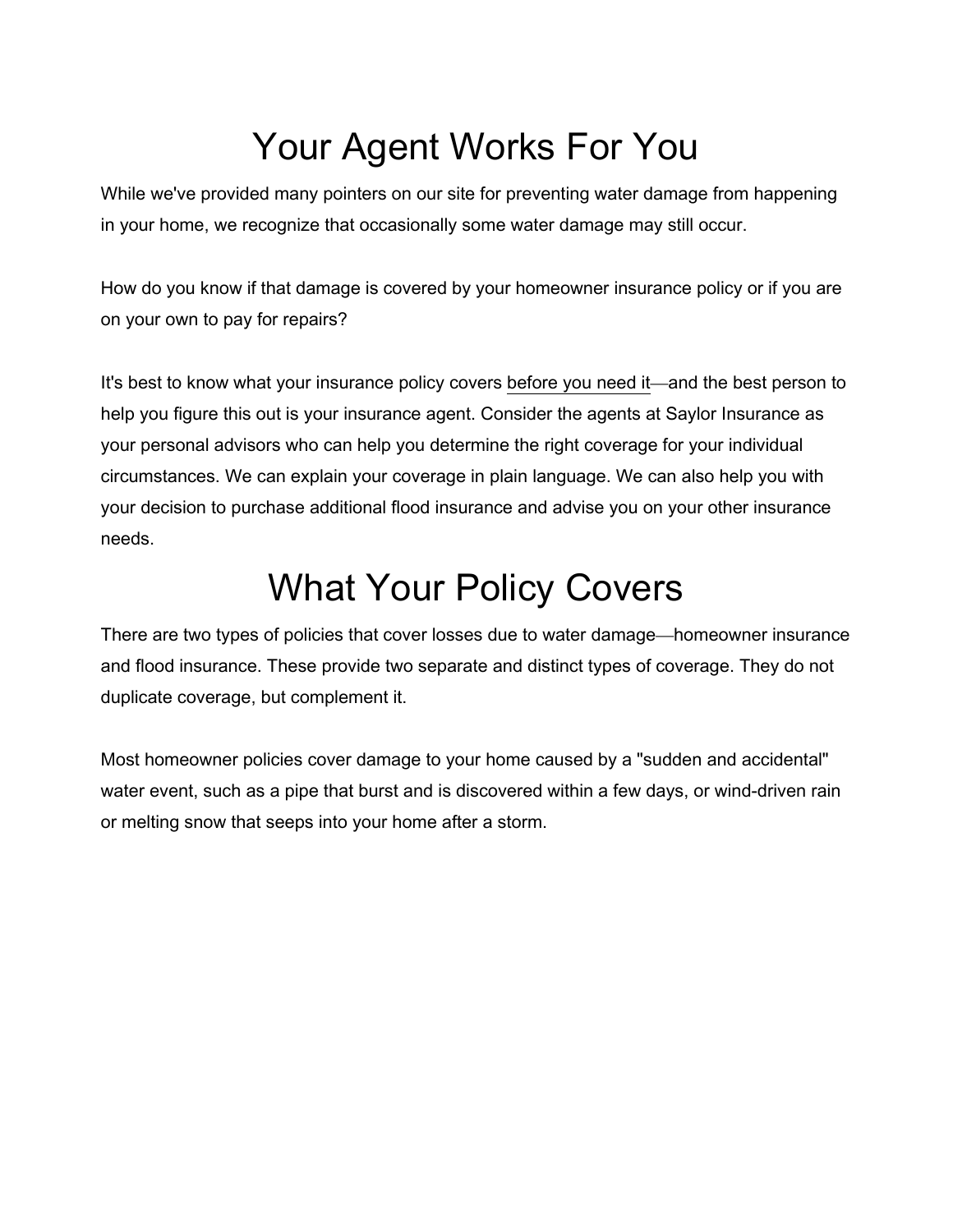# Your Agent Works For You

While we've provided many pointers on our site for preventing water damage from happening in your home, we recognize that occasionally some water damage may still occur.

How do you know if that damage is covered by your homeowner insurance policy or if you are on your own to pay for repairs?

It's best to know what your insurance policy covers before you need it—and the best person to help you figure this out is your insurance agent. Consider the agents at Saylor Insurance as your personal advisors who can help you determine the right coverage for your individual circumstances. We can explain your coverage in plain language. We can also help you with your decision to purchase additional flood insurance and advise you on your other insurance needs.

# What Your Policy Covers

There are two types of policies that cover losses due to water damage—homeowner insurance and flood insurance. These provide two separate and distinct types of coverage. They do not duplicate coverage, but complement it.

Most homeowner policies cover damage to your home caused by a "sudden and accidental" water event, such as a pipe that burst and is discovered within a few days, or wind-driven rain or melting snow that seeps into your home after a storm.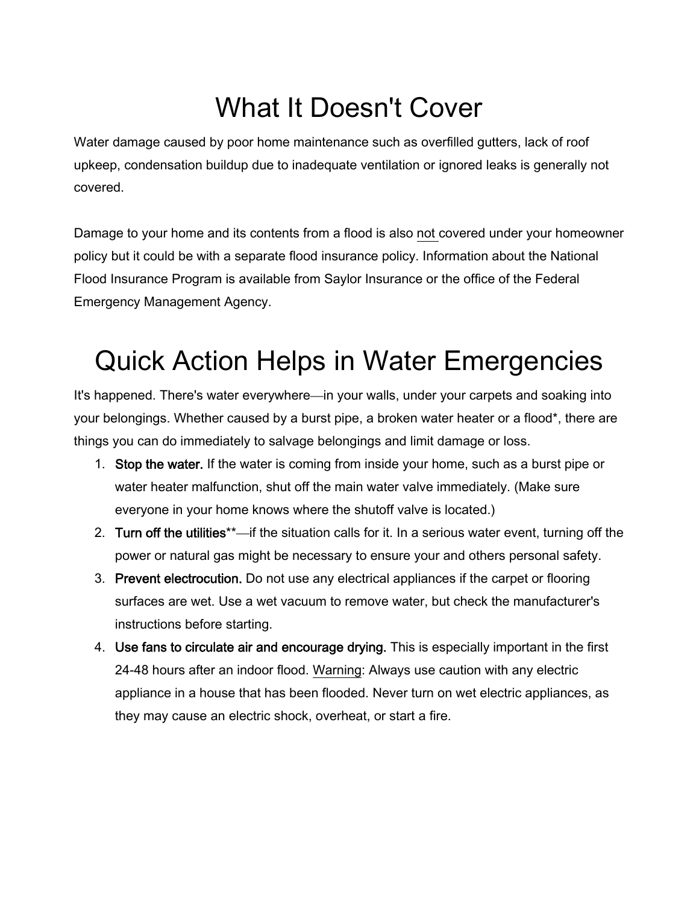# What It Doesn't Cover

Water damage caused by poor home maintenance such as overfilled gutters, lack of roof upkeep, condensation buildup due to inadequate ventilation or ignored leaks is generally not covered.

Damage to your home and its contents from a flood is also not covered under your homeowner policy but it could be with a separate flood insurance policy. Information about the National Flood Insurance Program is available from Saylor Insurance or the office of the Federal Emergency Management Agency.

# Quick Action Helps in Water Emergencies

It's happened. There's water everywhere—in your walls, under your carpets and soaking into your belongings. Whether caused by a burst pipe, a broken water heater or a flood*, there are things you can do immediately to salvage belongings and limit damage or loss.

1. **Stop the water.** If the water is coming from inside your home, such as a burst pipe or water heater malfunction, shut off the main water valve immediately. (Make sure everyone in your home knows where the shutoff valve is located.)
2. **Turn off the utilities****—if the situation calls for it. In a serious water event, turning off the power or natural gas might be necessary to ensure your and others personal safety.
3. **Prevent electrocution.** Do not use any electrical appliances if the carpet or flooring surfaces are wet. Use a wet vacuum to remove water, but check the manufacturer's instructions before starting.
4. **Use fans to circulate air and encourage drying.** This is especially important in the first 24-48 hours after an indoor flood. Warning: Always use caution with any electric appliance in a house that has been flooded. Never turn on wet electric appliances, as they may cause an electric shock, overheat, or start a fire.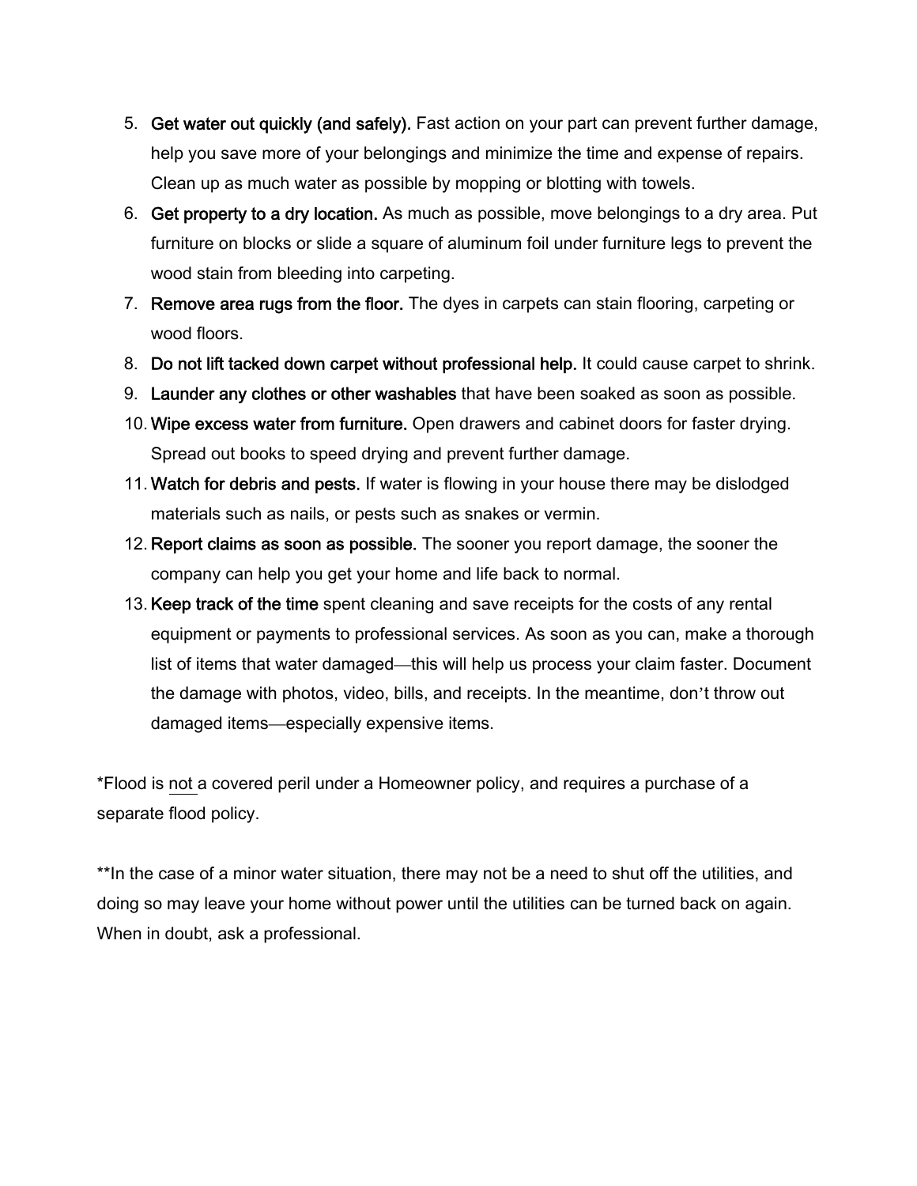5. **Get water out quickly (and safely).** Fast action on your part can prevent further damage, help you save more of your belongings and minimize the time and expense of repairs. Clean up as much water as possible by mopping or blotting with towels.
6. **Get property to a dry location.** As much as possible, move belongings to a dry area. Put furniture on blocks or slide a square of aluminum foil under furniture legs to prevent the wood stain from bleeding into carpeting.
7. **Remove area rugs from the floor.** The dyes in carpets can stain flooring, carpeting or wood floors.
8. **Do not lift tacked down carpet without professional help.** It could cause carpet to shrink.
9. **Launder any clothes or other washables** that have been soaked as soon as possible.
10. **Wipe excess water from furniture.** Open drawers and cabinet doors for faster drying. Spread out books to speed drying and prevent further damage.
11. **Watch for debris and pests.** If water is flowing in your house there may be dislodged materials such as nails, or pests such as snakes or vermin.
12. **Report claims as soon as possible.** The sooner you report damage, the sooner the company can help you get your home and life back to normal.
13. **Keep track of the time** spent cleaning and save receipts for the costs of any rental equipment or payments to professional services. As soon as you can, make a thorough list of items that water damaged—this will help us process your claim faster. Document the damage with photos, video, bills, and receipts. In the meantime, don't throw out damaged items—especially expensive items.

*Flood is <u>not</u> a covered peril under a Homeowner policy, and requires a purchase of a separate flood policy.

**In the case of a minor water situation, there may not be a need to shut off the utilities, and doing so may leave your home without power until the utilities can be turned back on again. When in doubt, ask a professional.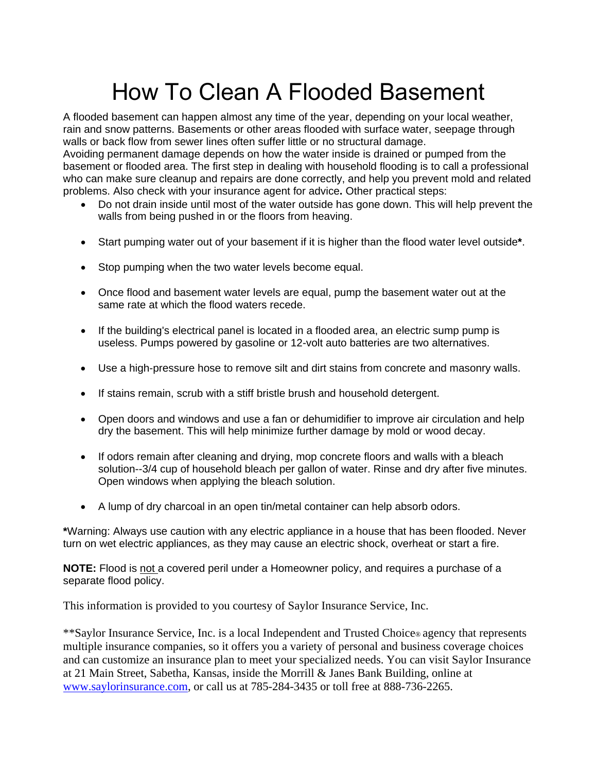# How To Clean A Flooded Basement

A flooded basement can happen almost any time of the year, depending on your local weather, rain and snow patterns. Basements or other areas flooded with surface water, seepage through walls or back flow from sewer lines often suffer little or no structural damage.
Avoiding permanent damage depends on how the water inside is drained or pumped from the basement or flooded area. The first step in dealing with household flooding is to call a professional who can make sure cleanup and repairs are done correctly, and help you prevent mold and related problems. Also check with your insurance agent for advice**.** Other practical steps:

- Do not drain inside until most of the water outside has gone down. This will help prevent the walls from being pushed in or the floors from heaving.
- Start pumping water out of your basement if it is higher than the flood water level outside**\***.
- Stop pumping when the two water levels become equal.
- Once flood and basement water levels are equal, pump the basement water out at the same rate at which the flood waters recede.
- If the building's electrical panel is located in a flooded area, an electric sump pump is useless. Pumps powered by gasoline or 12-volt auto batteries are two alternatives.
- Use a high-pressure hose to remove silt and dirt stains from concrete and masonry walls.
- If stains remain, scrub with a stiff bristle brush and household detergent.
- Open doors and windows and use a fan or dehumidifier to improve air circulation and help dry the basement. This will help minimize further damage by mold or wood decay.
- If odors remain after cleaning and drying, mop concrete floors and walls with a bleach solution--3/4 cup of household bleach per gallon of water. Rinse and dry after five minutes. Open windows when applying the bleach solution.
- A lump of dry charcoal in an open tin/metal container can help absorb odors.

**\***Warning: Always use caution with any electric appliance in a house that has been flooded. Never turn on wet electric appliances, as they may cause an electric shock, overheat or start a fire.

**NOTE:** Flood is <u>not</u> a covered peril under a Homeowner policy, and requires a purchase of a separate flood policy.

This information is provided to you courtesy of Saylor Insurance Service, Inc.

**Saylor Insurance Service, Inc. is a local Independent and Trusted Choice® agency that represents multiple insurance companies, so it offers you a variety of personal and business coverage choices and can customize an insurance plan to meet your specialized needs. You can visit Saylor Insurance at 21 Main Street, Sabetha, Kansas, inside the Morrill & Janes Bank Building, online at [www.saylorinsurance.com](http://www.saylorinsurance.com), or call us at 785-284-3435 or toll free at 888-736-2265.